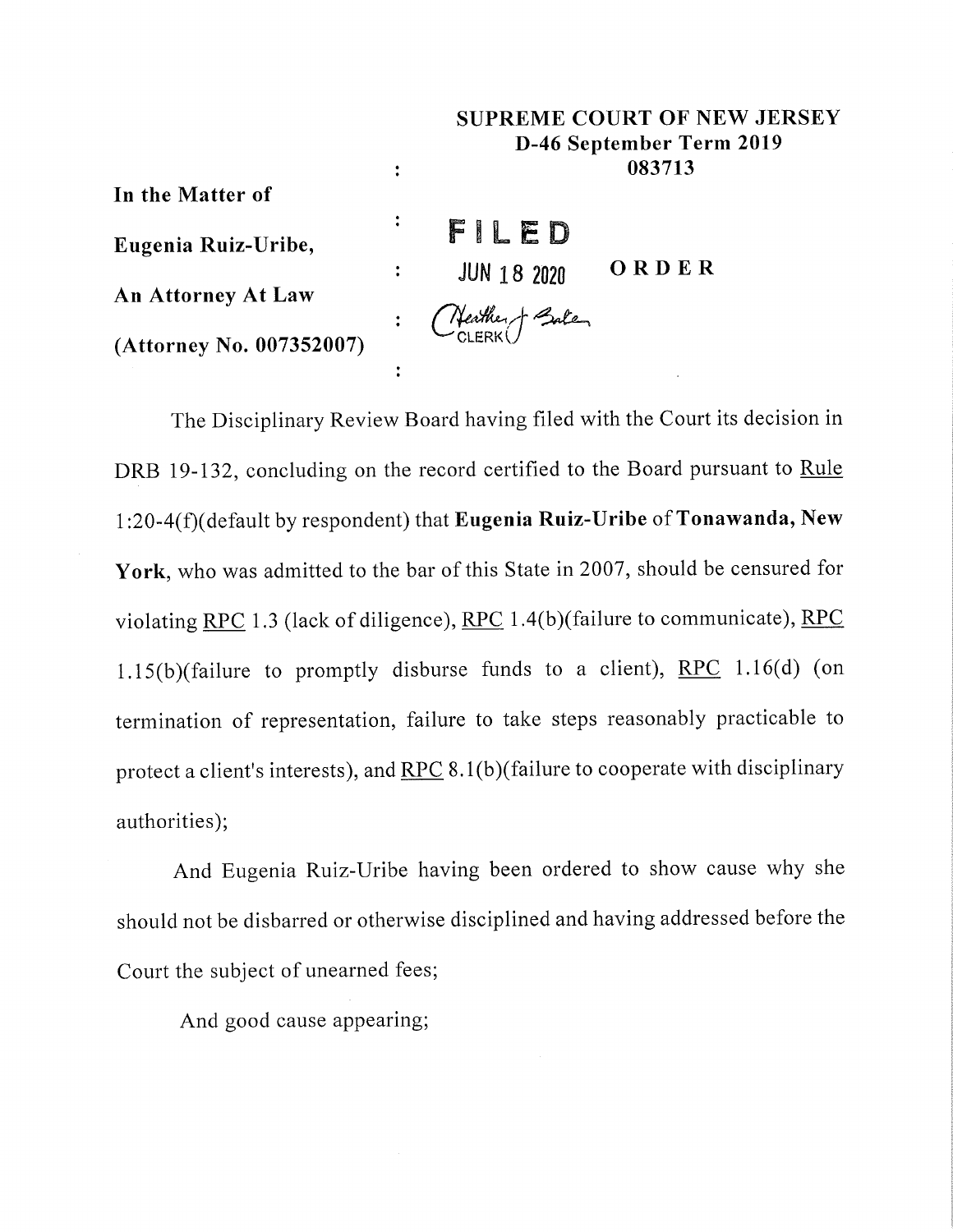**SUPREME COURT OF NEW JERSEY**
**D-46 September Term 2019**
**083713**

**In the Matter of**

**Eugenia Ruiz-Uribe,**

**An Attorney At Law**

**(Attorney No. 007352007)**

FILED
JUN 18 2020
Heather J. Baker
CLERK

**O R D E R**

The Disciplinary Review Board having filed with the Court its decision in DRB 19-132, concluding on the record certified to the Board pursuant to Rule 1:20-4(f)(default by respondent) that **Eugenia Ruiz-Uribe** of **Tonawanda, New York**, who was admitted to the bar of this State in 2007, should be censured for violating RPC 1.3 (lack of diligence), RPC 1.4(b)(failure to communicate), RPC 1.15(b)(failure to promptly disburse funds to a client), RPC 1.16(d) (on termination of representation, failure to take steps reasonably practicable to protect a client's interests), and RPC 8.1(b)(failure to cooperate with disciplinary authorities);

And Eugenia Ruiz-Uribe having been ordered to show cause why she should not be disbarred or otherwise disciplined and having addressed before the Court the subject of unearned fees;

And good cause appearing;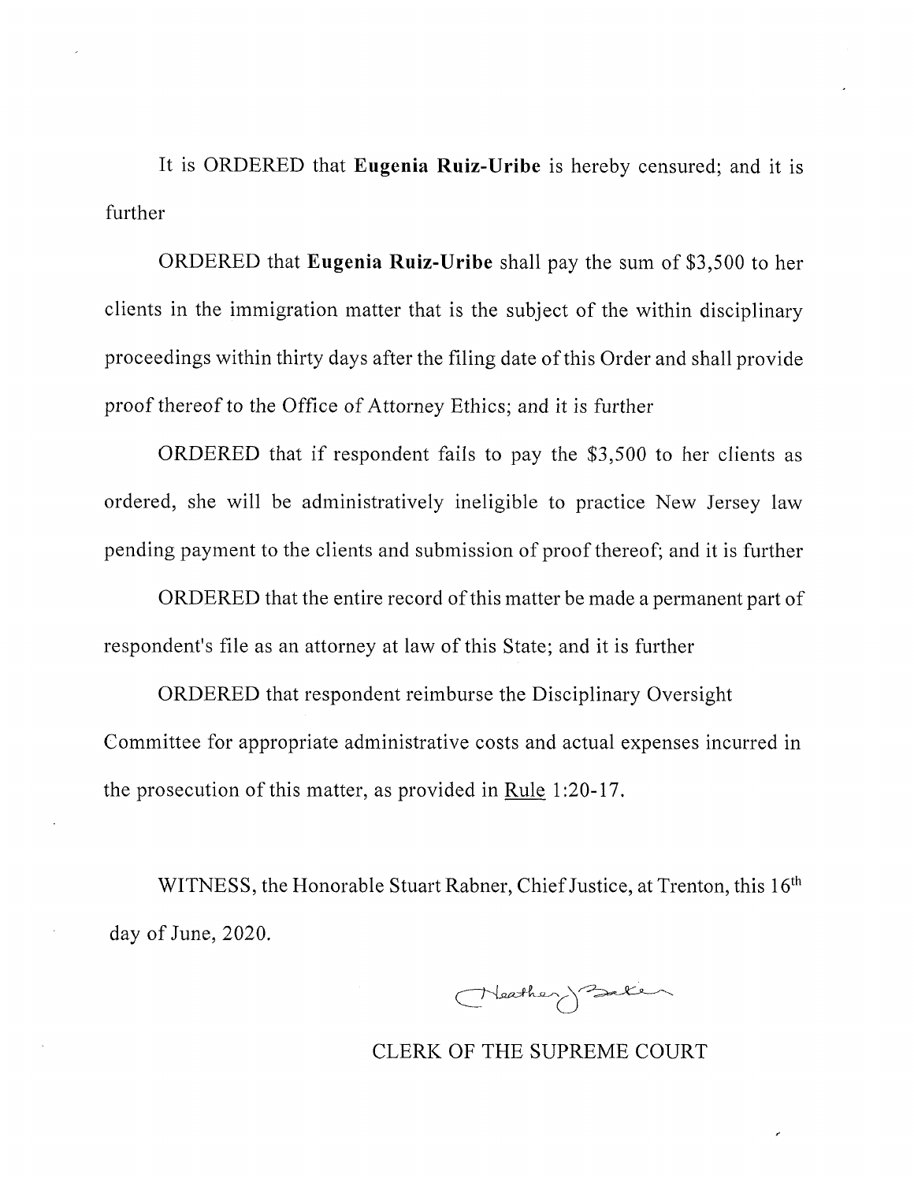It is ORDERED that **Eugenia Ruiz-Uribe** is hereby censured; and it is further

ORDERED that **Eugenia Ruiz-Uribe** shall pay the sum of $3,500 to her clients in the immigration matter that is the subject of the within disciplinary proceedings within thirty days after the filing date of this Order and shall provide proof thereof to the Office of Attorney Ethics; and it is further

ORDERED that if respondent fails to pay the $3,500 to her clients as ordered, she will be administratively ineligible to practice New Jersey law pending payment to the clients and submission of proof thereof; and it is further

ORDERED that the entire record of this matter be made a permanent part of respondent's file as an attorney at law of this State; and it is further

ORDERED that respondent reimburse the Disciplinary Oversight Committee for appropriate administrative costs and actual expenses incurred in the prosecution of this matter, as provided in Rule 1:20-17.

WITNESS, the Honorable Stuart Rabner, Chief Justice, at Trenton, this 16th day of June, 2020.

Heather J Baker

CLERK OF THE SUPREME COURT